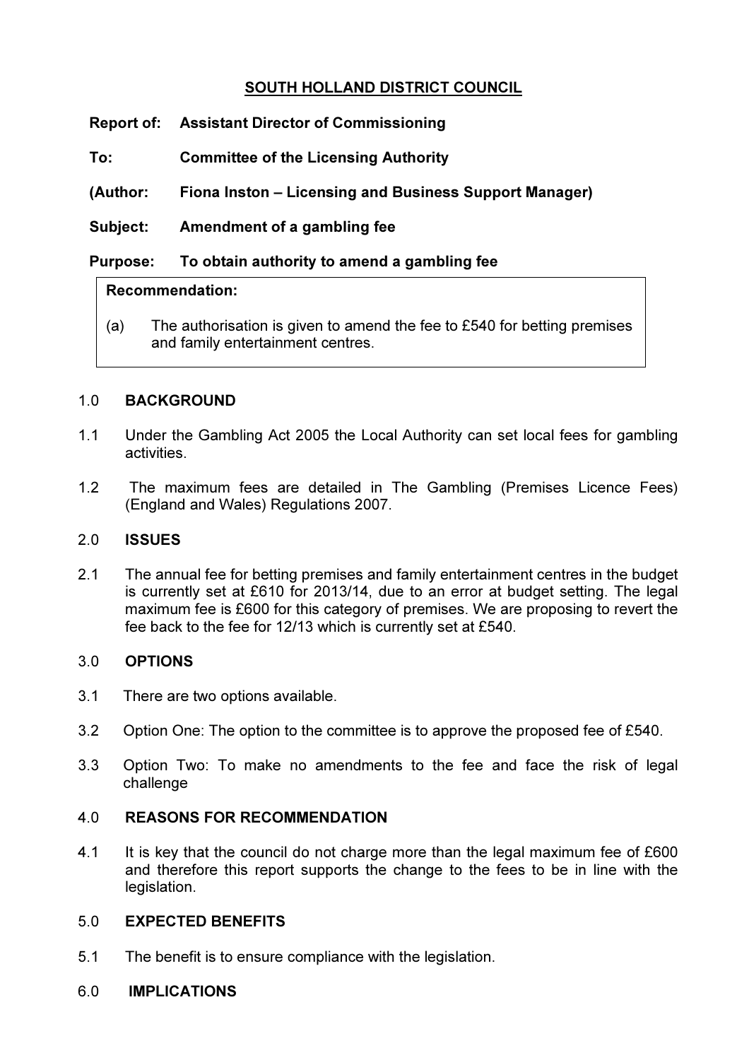**SOUTH HOLLAND DISTRICT COUNCIL**

**Report of:** **Assistant Director of Commissioning**

**To:** **Committee of the Licensing Authority**

**(Author:** **Fiona Inston – Licensing and Business Support Manager)**

**Subject:** **Amendment of a gambling fee**

**Purpose:** **To obtain authority to amend a gambling fee**

**Recommendation:**

(a) The authorisation is given to amend the fee to £540 for betting premises and family entertainment centres.

## 1.0 BACKGROUND

1.1 Under the Gambling Act 2005 the Local Authority can set local fees for gambling activities.

1.2 The maximum fees are detailed in The Gambling (Premises Licence Fees) (England and Wales) Regulations 2007.

## 2.0 ISSUES

2.1 The annual fee for betting premises and family entertainment centres in the budget is currently set at £610 for 2013/14, due to an error at budget setting. The legal maximum fee is £600 for this category of premises. We are proposing to revert the fee back to the fee for 12/13 which is currently set at £540.

## 3.0 OPTIONS

3.1 There are two options available.

3.2 Option One: The option to the committee is to approve the proposed fee of £540.

3.3 Option Two: To make no amendments to the fee and face the risk of legal challenge

## 4.0 REASONS FOR RECOMMENDATION

4.1 It is key that the council do not charge more than the legal maximum fee of £600 and therefore this report supports the change to the fees to be in line with the legislation.

## 5.0 EXPECTED BENEFITS

5.1 The benefit is to ensure compliance with the legislation.

## 6.0 IMPLICATIONS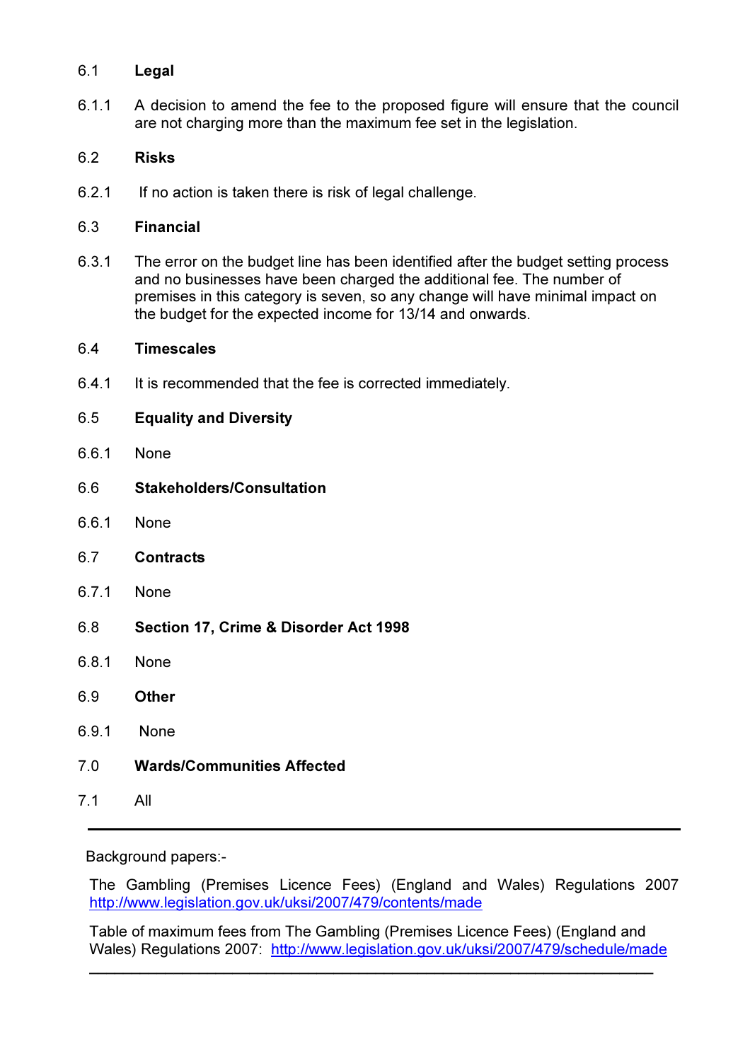6.1 **Legal**

6.1.1 A decision to amend the fee to the proposed figure will ensure that the council are not charging more than the maximum fee set in the legislation.

6.2 **Risks**

6.2.1 If no action is taken there is risk of legal challenge.

6.3 **Financial**

6.3.1 The error on the budget line has been identified after the budget setting process and no businesses have been charged the additional fee. The number of premises in this category is seven, so any change will have minimal impact on the budget for the expected income for 13/14 and onwards.

6.4 **Timescales**

6.4.1 It is recommended that the fee is corrected immediately.

6.5 **Equality and Diversity**

6.6.1 None

6.6 **Stakeholders/Consultation**

6.6.1 None

6.7 **Contracts**

6.7.1 None

6.8 **Section 17, Crime & Disorder Act 1998**

6.8.1 None

6.9 **Other**

6.9.1 None

7.0 **Wards/Communities Affected**

7.1 All

---

Background papers:-

The Gambling (Premises Licence Fees) (England and Wales) Regulations 2007 http://www.legislation.gov.uk/uksi/2007/479/contents/made

Table of maximum fees from The Gambling (Premises Licence Fees) (England and Wales) Regulations 2007: http://www.legislation.gov.uk/uksi/2007/479/schedule/made

---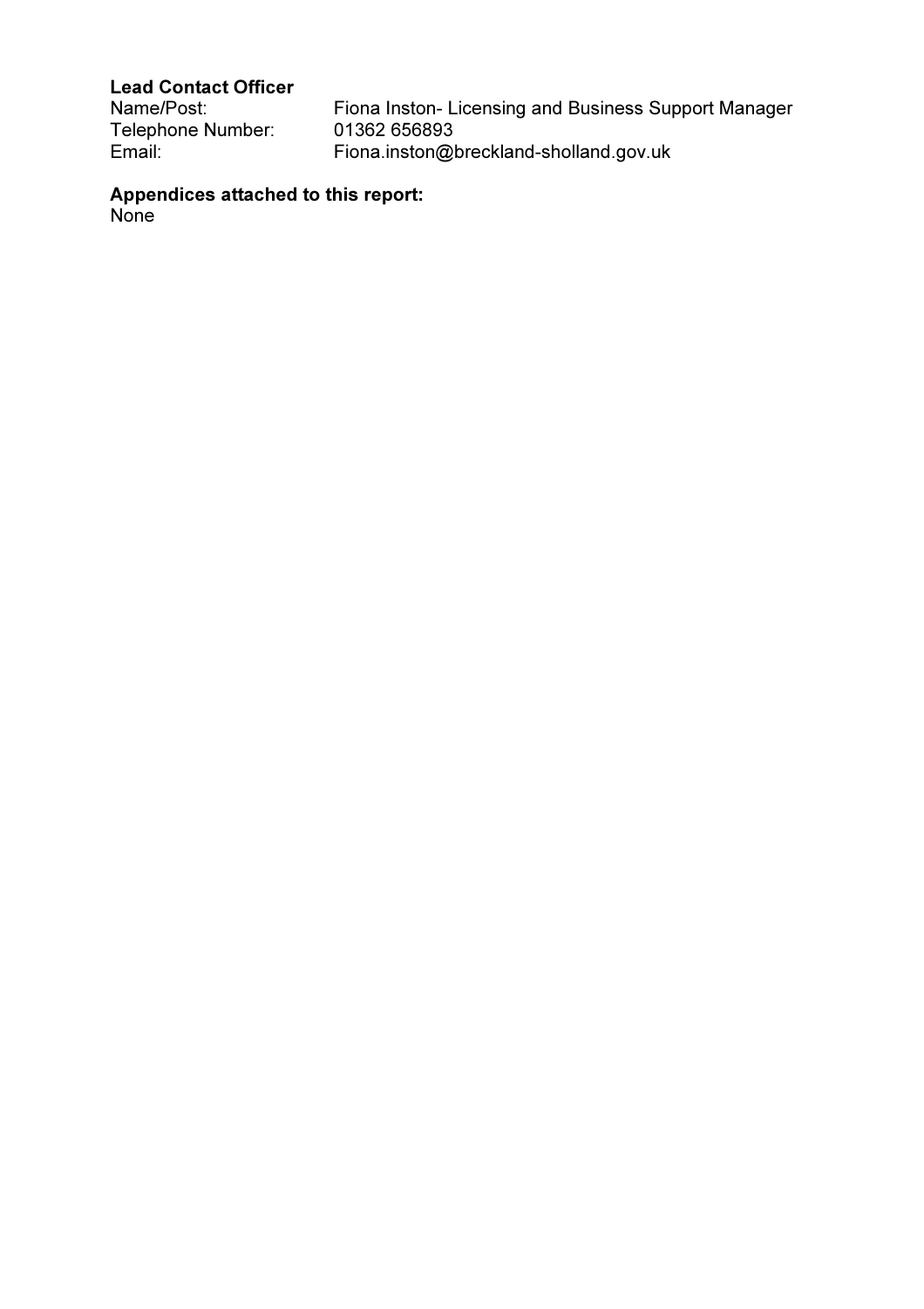**Lead Contact Officer**

| | |
|---|---|
| Name/Post: | Fiona Inston- Licensing and Business Support Manager |
| Telephone Number: | 01362 656893 |
| Email: | Fiona.inston@breckland-sholland.gov.uk |

**Appendices attached to this report:**

None